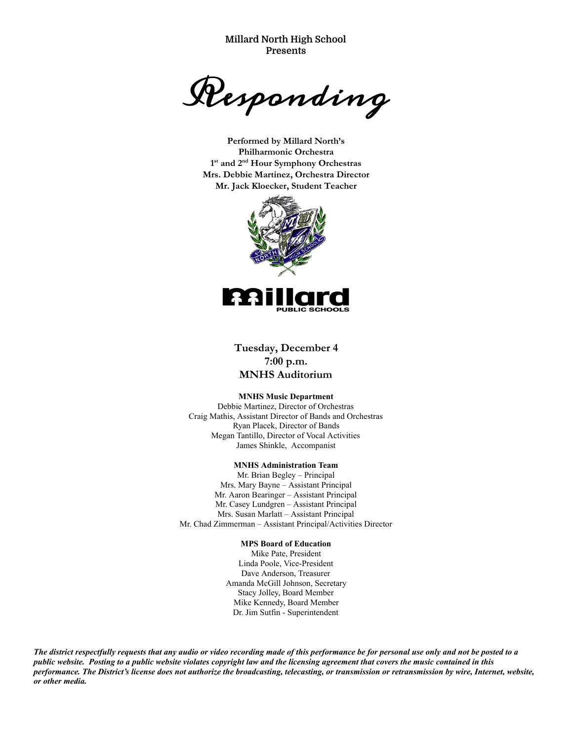**Millard North High School**
**Presents**

# *Responding*

**Performed by Millard North's**
**Philharmonic Orchestra**
**1st and 2nd Hour Symphony Orchestras**
**Mrs. Debbie Martinez, Orchestra Director**
**Mr. Jack Kloecker, Student Teacher**

**Tuesday, December 4**
**7:00 p.m.**
**MNHS Auditorium**

**MNHS Music Department**

Debbie Martinez, Director of Orchestras
Craig Mathis, Assistant Director of Bands and Orchestras
Ryan Placek, Director of Bands
Megan Tantillo, Director of Vocal Activities
James Shinkle, Accompanist

**MNHS Administration Team**

Mr. Brian Begley – Principal
Mrs. Mary Bayne – Assistant Principal
Mr. Aaron Bearinger – Assistant Principal
Mr. Casey Lundgren – Assistant Principal
Mrs. Susan Marlatt – Assistant Principal
Mr. Chad Zimmerman – Assistant Principal/Activities Director

**MPS Board of Education**

Mike Pate, President
Linda Poole, Vice-President
Dave Anderson, Treasurer
Amanda McGill Johnson, Secretary
Stacy Jolley, Board Member
Mike Kennedy, Board Member
Dr. Jim Sutfin - Superintendent

***The district respectfully requests that any audio or video recording made of this performance be for personal use only and not be posted to a public website. Posting to a public website violates copyright law and the licensing agreement that covers the music contained in this performance. The District's license does not authorize the broadcasting, telecasting, or transmission or retransmission by wire, Internet, website, or other media.***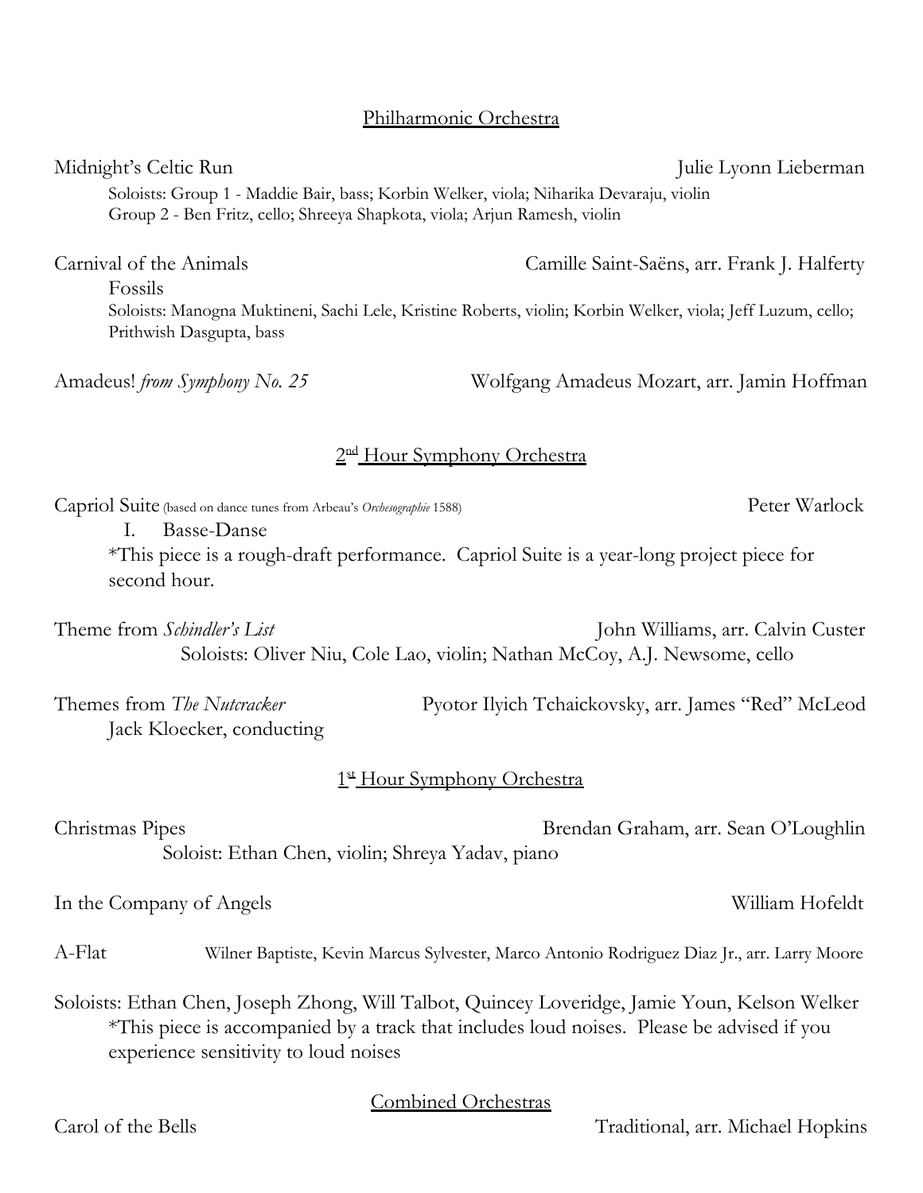## Philharmonic Orchestra

Midnight's Celtic Run — Julie Lyonn Lieberman

Soloists: Group 1 - Maddie Bair, bass; Korbin Welker, viola; Niharika Devaraju, violin
Group 2 - Ben Fritz, cello; Shreeya Shapkota, viola; Arjun Ramesh, violin

Carnival of the Animals — Camille Saint-Saëns, arr. Frank J. Halferty

Fossils

Soloists: Manogna Muktineni, Sachi Lele, Kristine Roberts, violin; Korbin Welker, viola; Jeff Luzum, cello; Prithwish Dasgupta, bass

Amadeus! *from Symphony No. 25* — Wolfgang Amadeus Mozart, arr. Jamin Hoffman

## 2nd Hour Symphony Orchestra

Capriol Suite (based on dance tunes from Arbeau's *Orchesographie* 1588) — Peter Warlock

I. Basse-Danse

*This piece is a rough-draft performance. Capriol Suite is a year-long project piece for second hour.

Theme from *Schindler's List* — John Williams, arr. Calvin Custer

Soloists: Oliver Niu, Cole Lao, violin; Nathan McCoy, A.J. Newsome, cello

Themes from *The Nutcracker* — Pyotor Ilyich Tchaickovsky, arr. James "Red" McLeod

Jack Kloecker, conducting

## 1st Hour Symphony Orchestra

Christmas Pipes — Brendan Graham, arr. Sean O'Loughlin

Soloist: Ethan Chen, violin; Shreya Yadav, piano

In the Company of Angels — William Hofeldt

A-Flat — Wilner Baptiste, Kevin Marcus Sylvester, Marco Antonio Rodriguez Diaz Jr., arr. Larry Moore

Soloists: Ethan Chen, Joseph Zhong, Will Talbot, Quincey Loveridge, Jamie Youn, Kelson Welker

*This piece is accompanied by a track that includes loud noises. Please be advised if you experience sensitivity to loud noises

## Combined Orchestras

Carol of the Bells — Traditional, arr. Michael Hopkins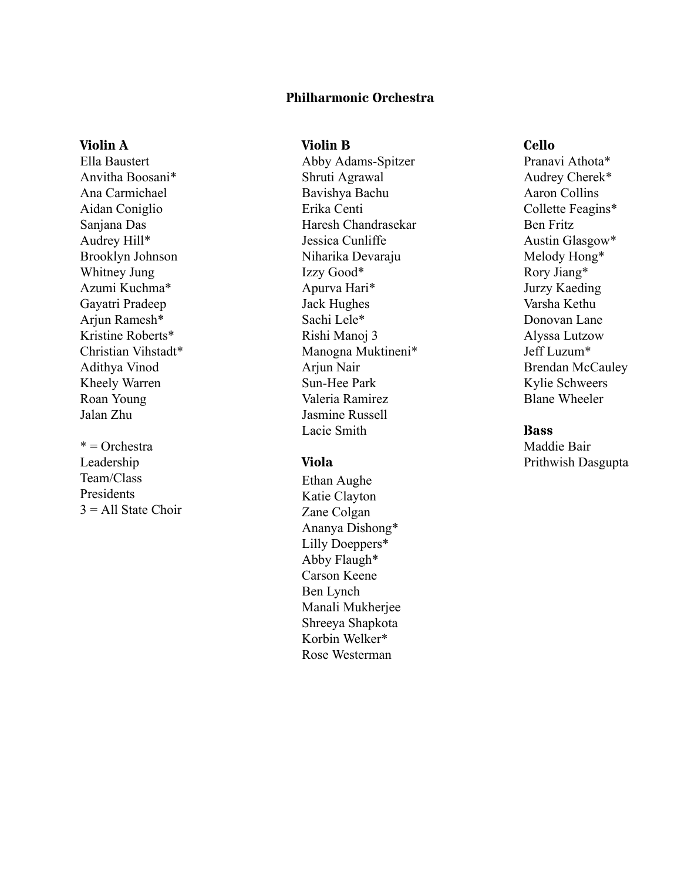# Philharmonic Orchestra

### Violin A

Ella Baustert
Anvitha Boosani*
Ana Carmichael
Aidan Coniglio
Sanjana Das
Audrey Hill*
Brooklyn Johnson
Whitney Jung
Azumi Kuchma*
Gayatri Pradeep
Arjun Ramesh*
Kristine Roberts*
Christian Vihstadt*
Adithya Vinod
Kheely Warren
Roan Young
Jalan Zhu

* = Orchestra Leadership Team/Class Presidents
3 = All State Choir

### Violin B

Abby Adams-Spitzer
Shruti Agrawal
Bavishya Bachu
Erika Centi
Haresh Chandrasekar
Jessica Cunliffe
Niharika Devaraju
Izzy Good*
Apurva Hari*
Jack Hughes
Sachi Lele*
Rishi Manoj 3
Manogna Muktineni*
Arjun Nair
Sun-Hee Park
Valeria Ramirez
Jasmine Russell
Lacie Smith

### Viola

Ethan Aughe
Katie Clayton
Zane Colgan
Ananya Dishong*
Lilly Doeppers*
Abby Flaugh*
Carson Keene
Ben Lynch
Manali Mukherjee
Shreeya Shapkota
Korbin Welker*
Rose Westerman

### Cello

Pranavi Athota*
Audrey Cherek*
Aaron Collins
Collette Feagins*
Ben Fritz
Austin Glasgow*
Melody Hong*
Rory Jiang*
Jurzy Kaeding
Varsha Kethu
Donovan Lane
Alyssa Lutzow
Jeff Luzum*
Brendan McCauley
Kylie Schweers
Blane Wheeler

### Bass

Maddie Bair
Prithwish Dasgupta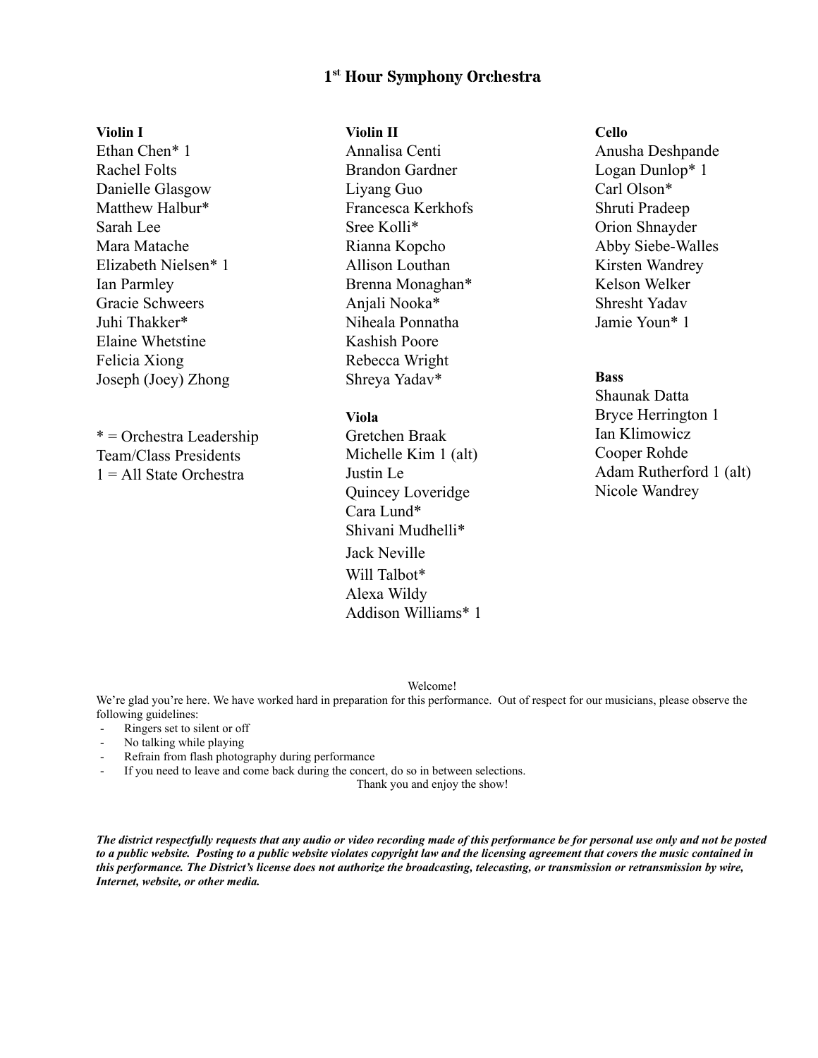# 1st Hour Symphony Orchestra

**Violin I**
Ethan Chen* 1
Rachel Folts
Danielle Glasgow
Matthew Halbur*
Sarah Lee
Mara Matache
Elizabeth Nielsen* 1
Ian Parmley
Gracie Schweers
Juhi Thakker*
Elaine Whetstine
Felicia Xiong
Joseph (Joey) Zhong

* = Orchestra Leadership Team/Class Presidents
1 = All State Orchestra

**Violin II**
Annalisa Centi
Brandon Gardner
Liyang Guo
Francesca Kerkhofs
Sree Kolli*
Rianna Kopcho
Allison Louthan
Brenna Monaghan*
Anjali Nooka*
Niheala Ponnatha
Kashish Poore
Rebecca Wright
Shreya Yadav*

**Viola**
Gretchen Braak
Michelle Kim 1 (alt)
Justin Le
Quincey Loveridge
Cara Lund*
Shivani Mudhelli*
Jack Neville
Will Talbot*
Alexa Wildy
Addison Williams* 1

**Cello**
Anusha Deshpande
Logan Dunlop* 1
Carl Olson*
Shruti Pradeep
Orion Shnayder
Abby Siebe-Walles
Kirsten Wandrey
Kelson Welker
Shresht Yadav
Jamie Youn* 1

**Bass**
Shaunak Datta
Bryce Herrington 1
Ian Klimowicz
Cooper Rohde
Adam Rutherford 1 (alt)
Nicole Wandrey

Welcome!

We're glad you're here. We have worked hard in preparation for this performance. Out of respect for our musicians, please observe the following guidelines:

- Ringers set to silent or off
- No talking while playing
- Refrain from flash photography during performance
- If you need to leave and come back during the concert, do so in between selections.

Thank you and enjoy the show!

***The district respectfully requests that any audio or video recording made of this performance be for personal use only and not be posted to a public website. Posting to a public website violates copyright law and the licensing agreement that covers the music contained in this performance. The District's license does not authorize the broadcasting, telecasting, or transmission or retransmission by wire, Internet, website, or other media.***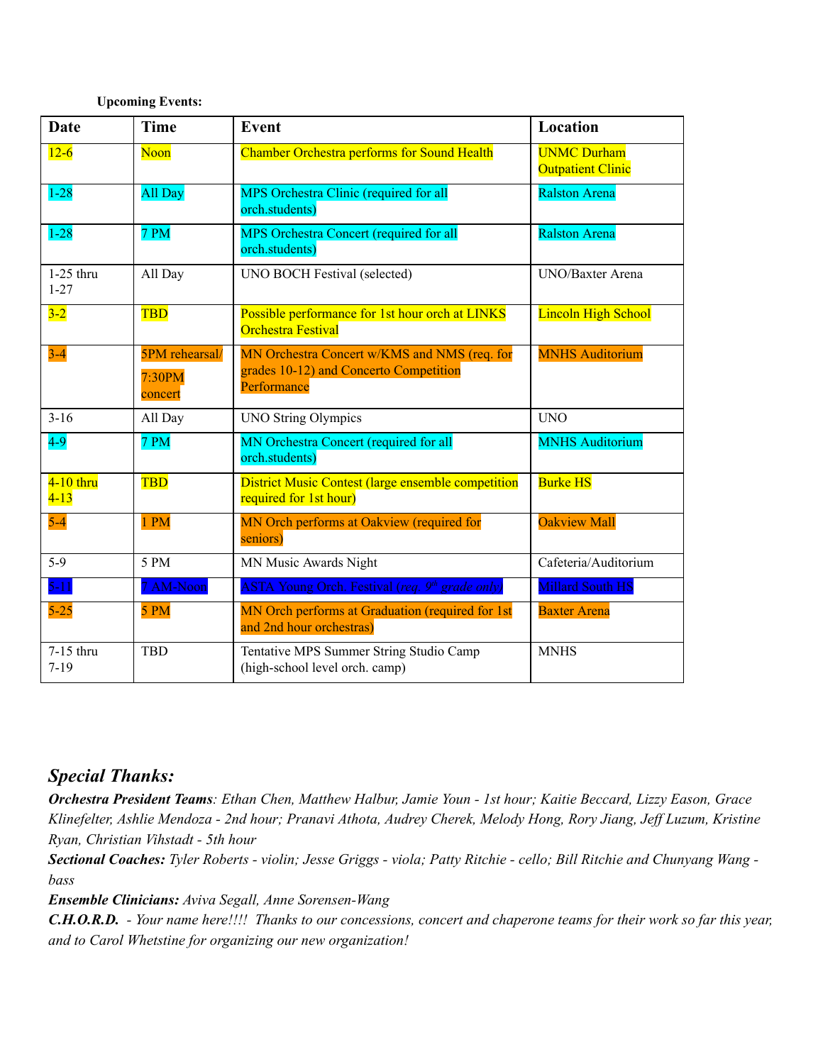**Upcoming Events:**

| Date | Time | Event | Location |
|---|---|---|---|
| 12-6 | Noon | Chamber Orchestra performs for Sound Health | UNMC Durham Outpatient Clinic |
| 1-28 | All Day | MPS Orchestra Clinic (required for all orch.students) | Ralston Arena |
| 1-28 | 7 PM | MPS Orchestra Concert (required for all orch.students) | Ralston Arena |
| 1-25 thru 1-27 | All Day | UNO BOCH Festival (selected) | UNO/Baxter Arena |
| 3-2 | TBD | Possible performance for 1st hour orch at LINKS Orchestra Festival | Lincoln High School |
| 3-4 | 5PM rehearsal/ 7:30PM concert | MN Orchestra Concert w/KMS and NMS (req. for grades 10-12) and Concerto Competition Performance | MNHS Auditorium |
| 3-16 | All Day | UNO String Olympics | UNO |
| 4-9 | 7 PM | MN Orchestra Concert (required for all orch.students) | MNHS Auditorium |
| 4-10 thru 4-13 | TBD | District Music Contest (large ensemble competition required for 1st hour) | Burke HS |
| 5-4 | 1 PM | MN Orch performs at Oakview (required for seniors) | Oakview Mall |
| 5-9 | 5 PM | MN Music Awards Night | Cafeteria/Auditorium |
| 5-11 | 7 AM-Noon | ASTA Young Orch. Festival (*req. 9th grade only*) | Millard South HS |
| 5-25 | 5 PM | MN Orch performs at Graduation (required for 1st and 2nd hour orchestras) | Baxter Arena |
| 7-15 thru 7-19 | TBD | Tentative MPS Summer String Studio Camp (high-school level orch. camp) | MNHS |

## *Special Thanks:*

***Orchestra President Teams****: Ethan Chen, Matthew Halbur, Jamie Youn - 1st hour; Kaitie Beccard, Lizzy Eason, Grace Klinefelter, Ashlie Mendoza - 2nd hour; Pranavi Athota, Audrey Cherek, Melody Hong, Rory Jiang, Jeff Luzum, Kristine Ryan, Christian Vihstadt - 5th hour*

***Sectional Coaches:*** *Tyler Roberts - violin; Jesse Griggs - viola; Patty Ritchie - cello; Bill Ritchie and Chunyang Wang - bass*

***Ensemble Clinicians:*** *Aviva Segall, Anne Sorensen-Wang*

***C.H.O.R.D.*** *- Your name here!!!! Thanks to our concessions, concert and chaperone teams for their work so far this year, and to Carol Whetstine for organizing our new organization!*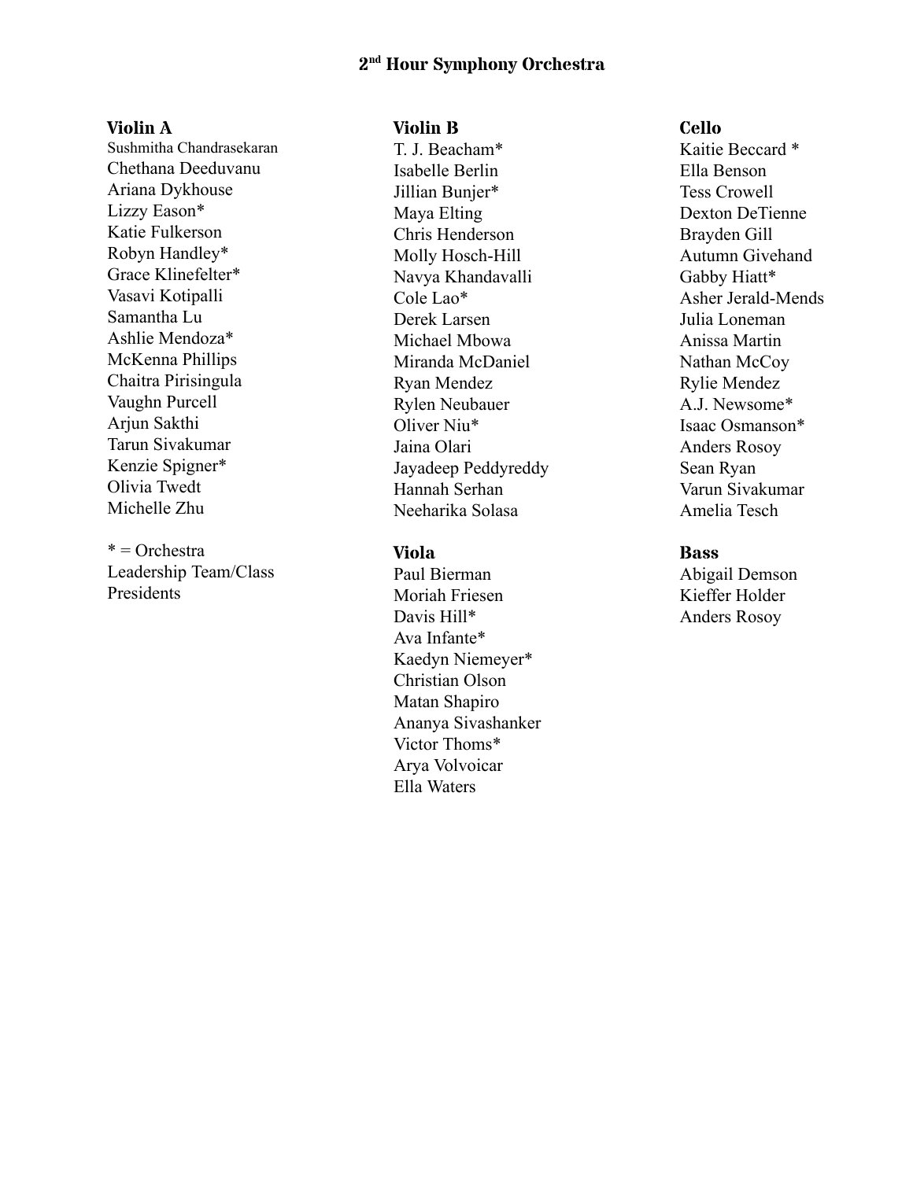## 2nd Hour Symphony Orchestra

### Violin A

Sushmitha Chandrasekaran
Chethana Deeduvanu
Ariana Dykhouse
Lizzy Eason*
Katie Fulkerson
Robyn Handley*
Grace Klinefelter*
Vasavi Kotipalli
Samantha Lu
Ashlie Mendoza*
McKenna Phillips
Chaitra Pirisingula
Vaughn Purcell
Arjun Sakthi
Tarun Sivakumar
Kenzie Spigner*
Olivia Twedt
Michelle Zhu

* = Orchestra Leadership Team/Class Presidents

### Violin B

T. J. Beacham*
Isabelle Berlin
Jillian Bunjer*
Maya Elting
Chris Henderson
Molly Hosch-Hill
Navya Khandavalli
Cole Lao*
Derek Larsen
Michael Mbowa
Miranda McDaniel
Ryan Mendez
Rylen Neubauer
Oliver Niu*
Jaina Olari
Jayadeep Peddyreddy
Hannah Serhan
Neeharika Solasa

### Viola

Paul Bierman
Moriah Friesen
Davis Hill*
Ava Infante*
Kaedyn Niemeyer*
Christian Olson
Matan Shapiro
Ananya Sivashanker
Victor Thoms*
Arya Volvoicar
Ella Waters

### Cello

Kaitie Beccard *
Ella Benson
Tess Crowell
Dexton DeTienne
Brayden Gill
Autumn Givehand
Gabby Hiatt*
Asher Jerald-Mends
Julia Loneman
Anissa Martin
Nathan McCoy
Rylie Mendez
A.J. Newsome*
Isaac Osmanson*
Anders Rosoy
Sean Ryan
Varun Sivakumar
Amelia Tesch

### Bass

Abigail Demson
Kieffer Holder
Anders Rosoy